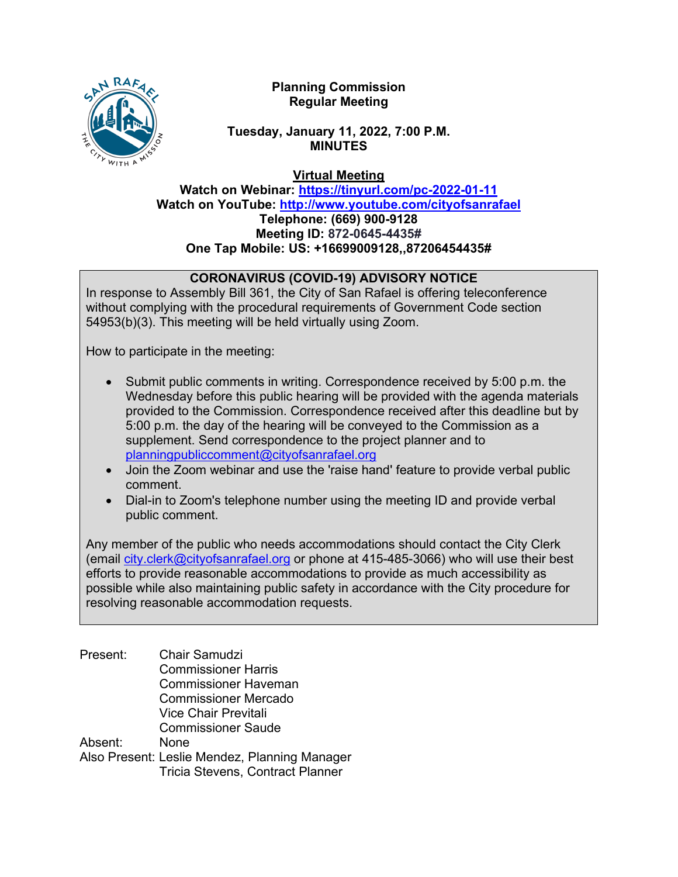# Planning Commission Regular Meeting

**Tuesday, January 11, 2022, 7:00 P.M.**
**MINUTES**

**Virtual Meeting**
**Watch on Webinar: https://tinyurl.com/pc-2022-01-11**
**Watch on YouTube: http://www.youtube.com/cityofsanrafael**
**Telephone: (669) 900-9128**
**Meeting ID: 872-0645-4435#**
**One Tap Mobile: US: +16699009128,,87206454435#**

**CORONAVIRUS (COVID-19) ADVISORY NOTICE**

In response to Assembly Bill 361, the City of San Rafael is offering teleconference without complying with the procedural requirements of Government Code section 54953(b)(3). This meeting will be held virtually using Zoom.

How to participate in the meeting:

- Submit public comments in writing. Correspondence received by 5:00 p.m. the Wednesday before this public hearing will be provided with the agenda materials provided to the Commission. Correspondence received after this deadline but by 5:00 p.m. the day of the hearing will be conveyed to the Commission as a supplement. Send correspondence to the project planner and to planningpubliccomment@cityofsanrafael.org
- Join the Zoom webinar and use the 'raise hand' feature to provide verbal public comment.
- Dial-in to Zoom's telephone number using the meeting ID and provide verbal public comment.

Any member of the public who needs accommodations should contact the City Clerk (email city.clerk@cityofsanrafael.org or phone at 415-485-3066) who will use their best efforts to provide reasonable accommodations to provide as much accessibility as possible while also maintaining public safety in accordance with the City procedure for resolving reasonable accommodation requests.

Present: Chair Samudzi
Commissioner Harris
Commissioner Haveman
Commissioner Mercado
Vice Chair Previtali
Commissioner Saude

Absent: None

Also Present: Leslie Mendez, Planning Manager
Tricia Stevens, Contract Planner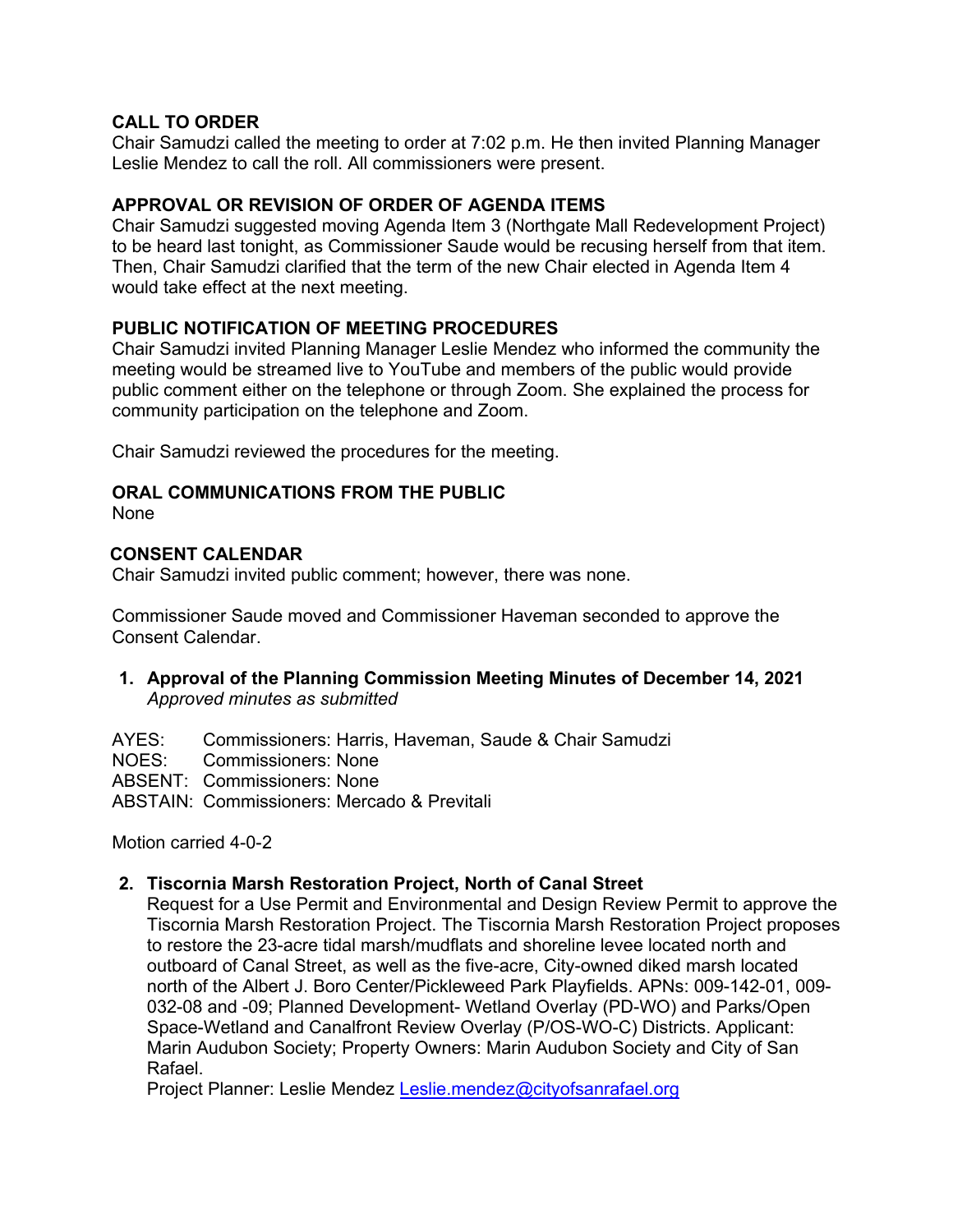**CALL TO ORDER**
Chair Samudzi called the meeting to order at 7:02 p.m. He then invited Planning Manager Leslie Mendez to call the roll. All commissioners were present.

**APPROVAL OR REVISION OF ORDER OF AGENDA ITEMS**
Chair Samudzi suggested moving Agenda Item 3 (Northgate Mall Redevelopment Project) to be heard last tonight, as Commissioner Saude would be recusing herself from that item. Then, Chair Samudzi clarified that the term of the new Chair elected in Agenda Item 4 would take effect at the next meeting.

**PUBLIC NOTIFICATION OF MEETING PROCEDURES**
Chair Samudzi invited Planning Manager Leslie Mendez who informed the community the meeting would be streamed live to YouTube and members of the public would provide public comment either on the telephone or through Zoom. She explained the process for community participation on the telephone and Zoom.

Chair Samudzi reviewed the procedures for the meeting.

**ORAL COMMUNICATIONS FROM THE PUBLIC**
None

**CONSENT CALENDAR**
Chair Samudzi invited public comment; however, there was none.

Commissioner Saude moved and Commissioner Haveman seconded to approve the Consent Calendar.

1. **Approval of the Planning Commission Meeting Minutes of December 14, 2021**
   *Approved minutes as submitted*

AYES: Commissioners: Harris, Haveman, Saude & Chair Samudzi
NOES: Commissioners: None
ABSENT: Commissioners: None
ABSTAIN: Commissioners: Mercado & Previtali

Motion carried 4-0-2

2. **Tiscornia Marsh Restoration Project, North of Canal Street**
   Request for a Use Permit and Environmental and Design Review Permit to approve the Tiscornia Marsh Restoration Project. The Tiscornia Marsh Restoration Project proposes to restore the 23-acre tidal marsh/mudflats and shoreline levee located north and outboard of Canal Street, as well as the five-acre, City-owned diked marsh located north of the Albert J. Boro Center/Pickleweed Park Playfields. APNs: 009-142-01, 009-032-08 and -09; Planned Development- Wetland Overlay (PD-WO) and Parks/Open Space-Wetland and Canalfront Review Overlay (P/OS-WO-C) Districts. Applicant: Marin Audubon Society; Property Owners: Marin Audubon Society and City of San Rafael.
   Project Planner: Leslie Mendez Leslie.mendez@cityofsanrafael.org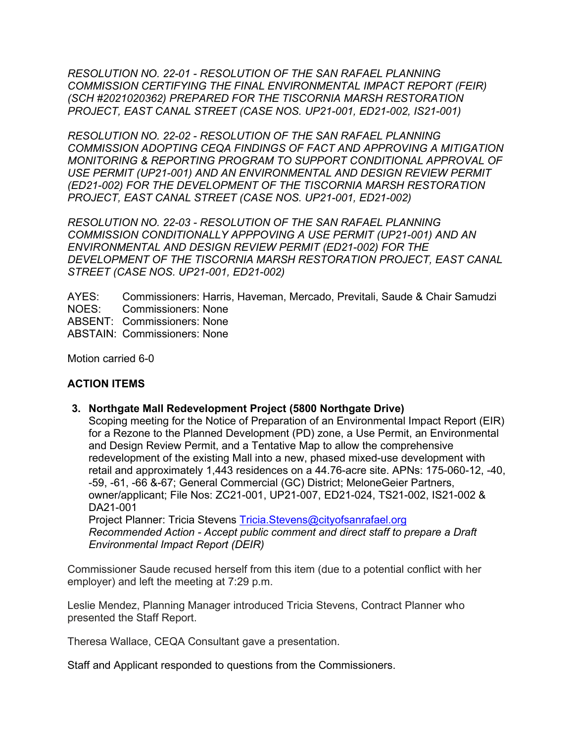*RESOLUTION NO. 22-01 - RESOLUTION OF THE SAN RAFAEL PLANNING COMMISSION CERTIFYING THE FINAL ENVIRONMENTAL IMPACT REPORT (FEIR) (SCH #2021020362) PREPARED FOR THE TISCORNIA MARSH RESTORATION PROJECT, EAST CANAL STREET (CASE NOS. UP21-001, ED21-002, IS21-001)*

*RESOLUTION NO. 22-02 - RESOLUTION OF THE SAN RAFAEL PLANNING COMMISSION ADOPTING CEQA FINDINGS OF FACT AND APPROVING A MITIGATION MONITORING & REPORTING PROGRAM TO SUPPORT CONDITIONAL APPROVAL OF USE PERMIT (UP21-001) AND AN ENVIRONMENTAL AND DESIGN REVIEW PERMIT (ED21-002) FOR THE DEVELOPMENT OF THE TISCORNIA MARSH RESTORATION PROJECT, EAST CANAL STREET (CASE NOS. UP21-001, ED21-002)*

*RESOLUTION NO. 22-03 - RESOLUTION OF THE SAN RAFAEL PLANNING COMMISSION CONDITIONALLY APPPOVING A USE PERMIT (UP21-001) AND AN ENVIRONMENTAL AND DESIGN REVIEW PERMIT (ED21-002) FOR THE DEVELOPMENT OF THE TISCORNIA MARSH RESTORATION PROJECT, EAST CANAL STREET (CASE NOS. UP21-001, ED21-002)*

AYES: Commissioners: Harris, Haveman, Mercado, Previtali, Saude & Chair Samudzi
NOES: Commissioners: None
ABSENT: Commissioners: None
ABSTAIN: Commissioners: None

Motion carried 6-0

**ACTION ITEMS**

3. **Northgate Mall Redevelopment Project (5800 Northgate Drive)**
   Scoping meeting for the Notice of Preparation of an Environmental Impact Report (EIR) for a Rezone to the Planned Development (PD) zone, a Use Permit, an Environmental and Design Review Permit, and a Tentative Map to allow the comprehensive redevelopment of the existing Mall into a new, phased mixed-use development with retail and approximately 1,443 residences on a 44.76-acre site. APNs: 175-060-12, -40, -59, -61, -66 &-67; General Commercial (GC) District; MeloneGeier Partners, owner/applicant; File Nos: ZC21-001, UP21-007, ED21-024, TS21-002, IS21-002 & DA21-001
   Project Planner: Tricia Stevens Tricia.Stevens@cityofsanrafael.org
   *Recommended Action - Accept public comment and direct staff to prepare a Draft Environmental Impact Report (DEIR)*

Commissioner Saude recused herself from this item (due to a potential conflict with her employer) and left the meeting at 7:29 p.m.

Leslie Mendez, Planning Manager introduced Tricia Stevens, Contract Planner who presented the Staff Report.

Theresa Wallace, CEQA Consultant gave a presentation.

Staff and Applicant responded to questions from the Commissioners.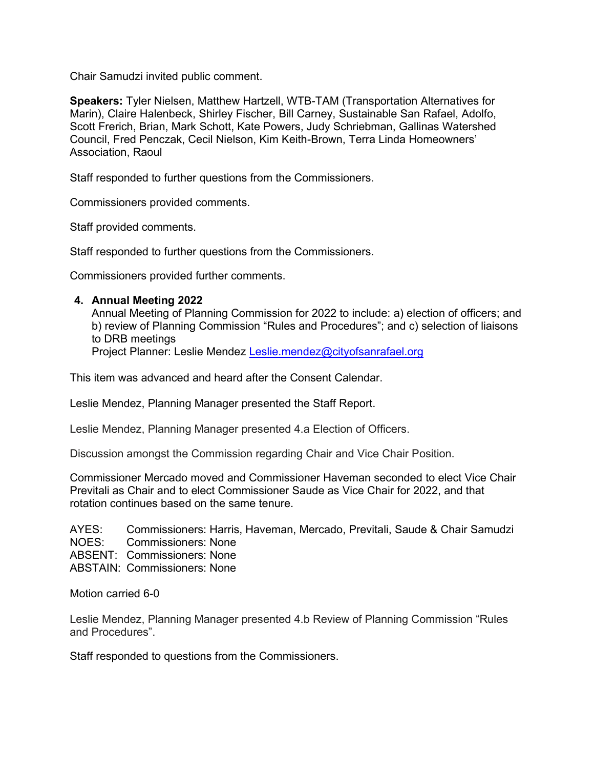Chair Samudzi invited public comment.

**Speakers:** Tyler Nielsen, Matthew Hartzell, WTB-TAM (Transportation Alternatives for Marin), Claire Halenbeck, Shirley Fischer, Bill Carney, Sustainable San Rafael, Adolfo, Scott Frerich, Brian, Mark Schott, Kate Powers, Judy Schriebman, Gallinas Watershed Council, Fred Penczak, Cecil Nielson, Kim Keith-Brown, Terra Linda Homeowners' Association, Raoul

Staff responded to further questions from the Commissioners.

Commissioners provided comments.

Staff provided comments.

Staff responded to further questions from the Commissioners.

Commissioners provided further comments.

4. **Annual Meeting 2022**
   Annual Meeting of Planning Commission for 2022 to include: a) election of officers; and b) review of Planning Commission "Rules and Procedures"; and c) selection of liaisons to DRB meetings
   Project Planner: Leslie Mendez Leslie.mendez@cityofsanrafael.org

This item was advanced and heard after the Consent Calendar.

Leslie Mendez, Planning Manager presented the Staff Report.

Leslie Mendez, Planning Manager presented 4.a Election of Officers.

Discussion amongst the Commission regarding Chair and Vice Chair Position.

Commissioner Mercado moved and Commissioner Haveman seconded to elect Vice Chair Previtali as Chair and to elect Commissioner Saude as Vice Chair for 2022, and that rotation continues based on the same tenure.

AYES: Commissioners: Harris, Haveman, Mercado, Previtali, Saude & Chair Samudzi
NOES: Commissioners: None
ABSENT: Commissioners: None
ABSTAIN: Commissioners: None

Motion carried 6-0

Leslie Mendez, Planning Manager presented 4.b Review of Planning Commission "Rules and Procedures".

Staff responded to questions from the Commissioners.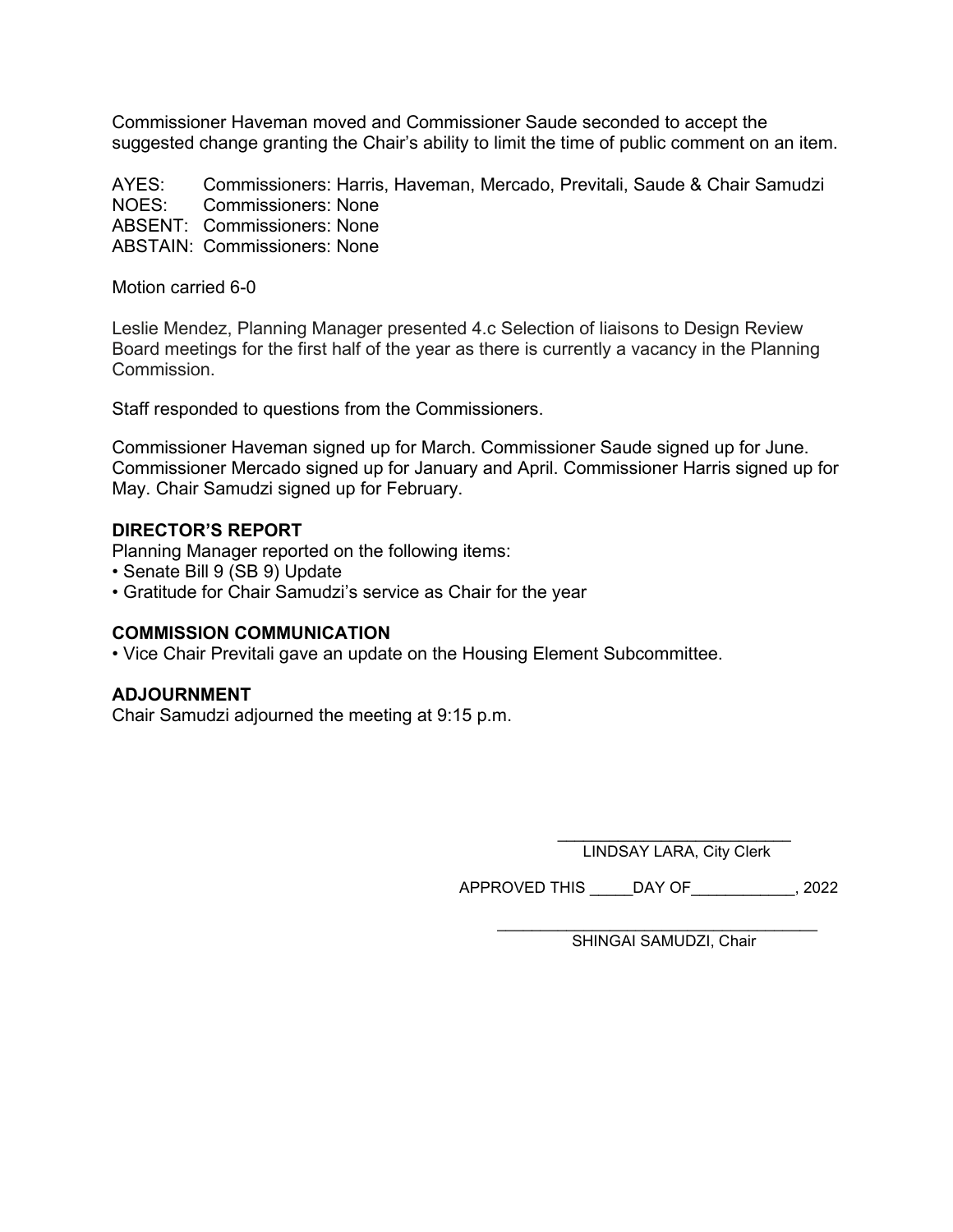Commissioner Haveman moved and Commissioner Saude seconded to accept the suggested change granting the Chair's ability to limit the time of public comment on an item.

AYES: Commissioners: Harris, Haveman, Mercado, Previtali, Saude & Chair Samudzi
NOES: Commissioners: None
ABSENT: Commissioners: None
ABSTAIN: Commissioners: None

Motion carried 6-0

Leslie Mendez, Planning Manager presented 4.c Selection of liaisons to Design Review Board meetings for the first half of the year as there is currently a vacancy in the Planning Commission.

Staff responded to questions from the Commissioners.

Commissioner Haveman signed up for March. Commissioner Saude signed up for June. Commissioner Mercado signed up for January and April. Commissioner Harris signed up for May. Chair Samudzi signed up for February.

**DIRECTOR'S REPORT**

Planning Manager reported on the following items:

- Senate Bill 9 (SB 9) Update
- Gratitude for Chair Samudzi's service as Chair for the year

**COMMISSION COMMUNICATION**

- Vice Chair Previtali gave an update on the Housing Element Subcommittee.

**ADJOURNMENT**

Chair Samudzi adjourned the meeting at 9:15 p.m.

\_\_\_\_\_\_\_\_\_\_\_\_\_\_\_\_\_\_\_\_\_\_\_\_\_\_\_
LINDSAY LARA, City Clerk

APPROVED THIS \_\_\_\_\_DAY OF\_\_\_\_\_\_\_\_\_\_\_\_, 2022

\_\_\_\_\_\_\_\_\_\_\_\_\_\_\_\_\_\_\_\_\_\_\_\_\_\_\_\_\_\_\_\_\_\_\_\_
SHINGAI SAMUDZI, Chair